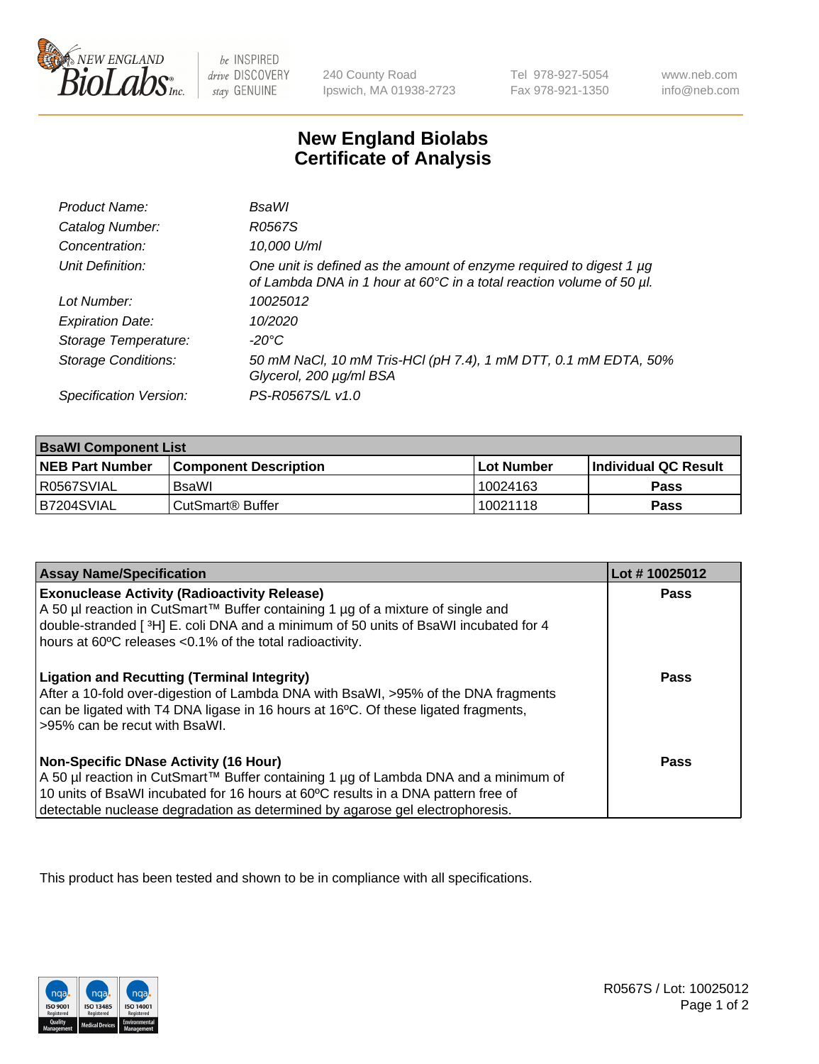New England BioLabs Inc. — be INSPIRED drive DISCOVERY stay GENUINE

240 County Road
Ipswich, MA 01938-2723

Tel 978-927-5054
Fax 978-921-1350

www.neb.com
info@neb.com

# New England Biolabs Certificate of Analysis

| | |
|---|---|
| *Product Name:* | *BsaWI* |
| *Catalog Number:* | *R0567S* |
| *Concentration:* | *10,000 U/ml* |
| *Unit Definition:* | *One unit is defined as the amount of enzyme required to digest 1 µg of Lambda DNA in 1 hour at 60°C in a total reaction volume of 50 µl.* |
| *Lot Number:* | *10025012* |
| *Expiration Date:* | *10/2020* |
| *Storage Temperature:* | *-20°C* |
| *Storage Conditions:* | *50 mM NaCl, 10 mM Tris-HCl (pH 7.4), 1 mM DTT, 0.1 mM EDTA, 50% Glycerol, 200 µg/ml BSA* |
| *Specification Version:* | *PS-R0567S/L v1.0* |

| **BsaWI Component List** | | | |
|---|---|---|---|
| **NEB Part Number** | **Component Description** | **Lot Number** | **Individual QC Result** |
| R0567SVIAL | BsaWI | 10024163 | **Pass** |
| B7204SVIAL | CutSmart® Buffer | 10021118 | **Pass** |

| **Assay Name/Specification** | **Lot # 10025012** |
|---|---|
| **Exonuclease Activity (Radioactivity Release)** A 50 µl reaction in CutSmart™ Buffer containing 1 µg of a mixture of single and double-stranded [ $^3$H] E. coli DNA and a minimum of 50 units of BsaWI incubated for 4 hours at 60ºC releases <0.1% of the total radioactivity. | **Pass** |
| **Ligation and Recutting (Terminal Integrity)** After a 10-fold over-digestion of Lambda DNA with BsaWI, >95% of the DNA fragments can be ligated with T4 DNA ligase in 16 hours at 16ºC. Of these ligated fragments, >95% can be recut with BsaWI. | **Pass** |
| **Non-Specific DNase Activity (16 Hour)** A 50 µl reaction in CutSmart™ Buffer containing 1 µg of Lambda DNA and a minimum of 10 units of BsaWI incubated for 16 hours at 60ºC results in a DNA pattern free of detectable nuclease degradation as determined by agarose gel electrophoresis. | **Pass** |

This product has been tested and shown to be in compliance with all specifications.

ISO 9001 Registered Quality Management | ISO 13485 Registered Medical Devices | ISO 14001 Registered Environmental Management

R0567S / Lot: 10025012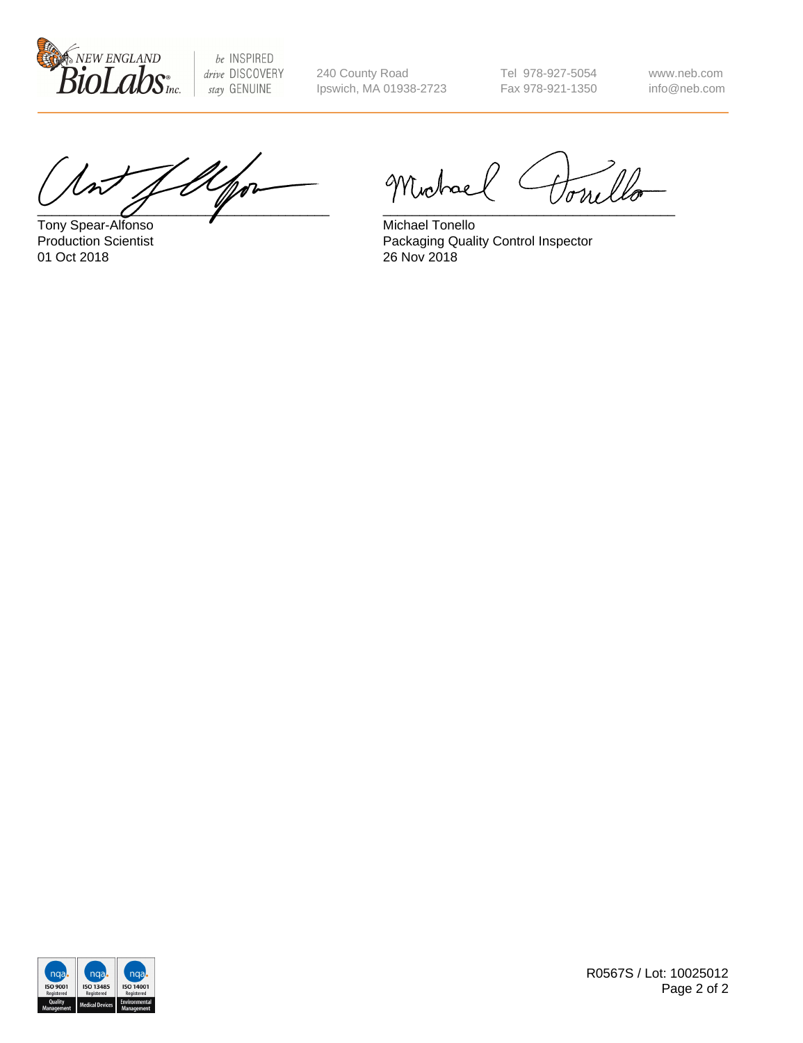Tony Spear-Alfonso
Production Scientist
01 Oct 2018

Michael Tonello
Packaging Quality Control Inspector
26 Nov 2018

R0567S / Lot: 10025012